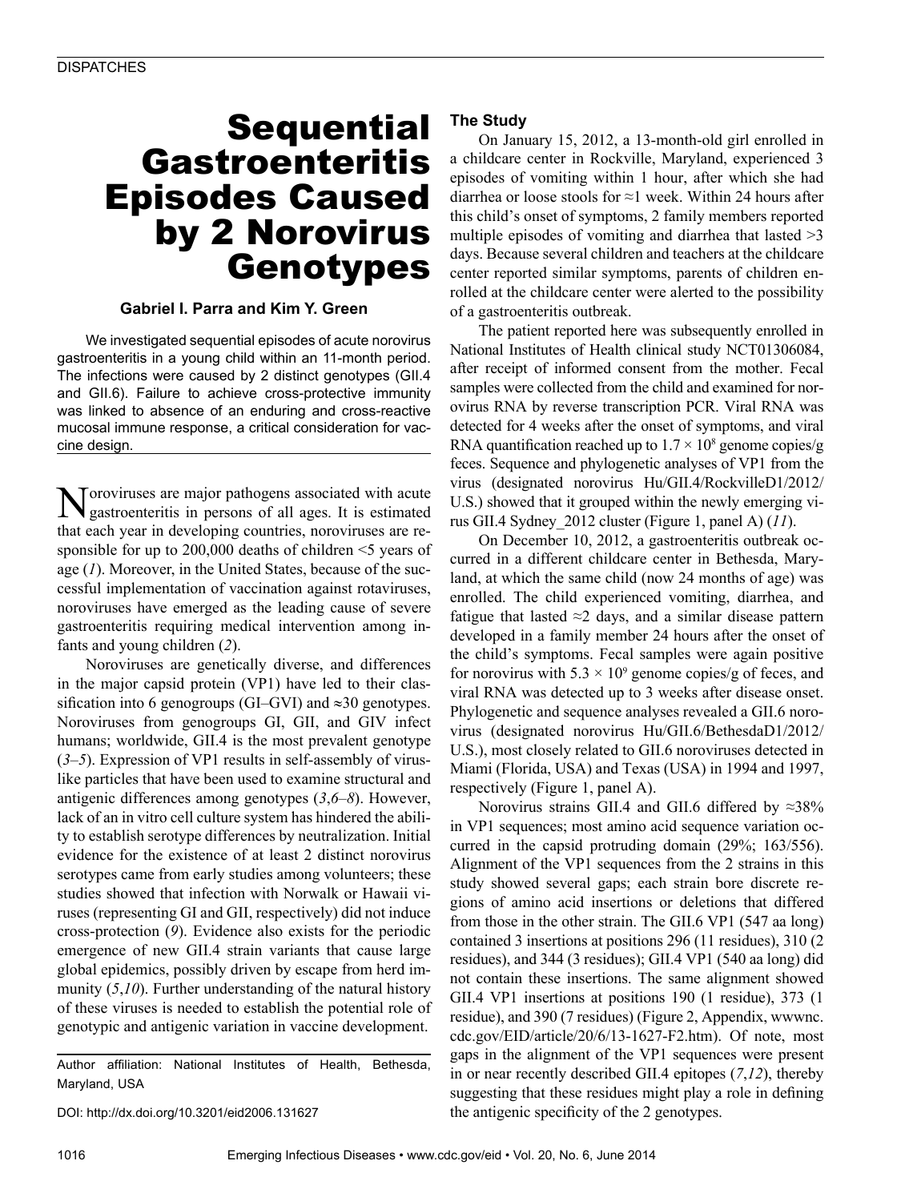DISPATCHES

# Sequential Gastroenteritis Episodes Caused by 2 Norovirus Genotypes

**Gabriel I. Parra and Kim Y. Green**

We investigated sequential episodes of acute norovirus gastroenteritis in a young child within an 11-month period. The infections were caused by 2 distinct genotypes (GII.4 and GII.6). Failure to achieve cross-protective immunity was linked to absence of an enduring and cross-reactive mucosal immune response, a critical consideration for vaccine design.

Noroviruses are major pathogens associated with acute gastroenteritis in persons of all ages. It is estimated that each year in developing countries, noroviruses are responsible for up to 200,000 deaths of children <5 years of age (*1*). Moreover, in the United States, because of the successful implementation of vaccination against rotaviruses, noroviruses have emerged as the leading cause of severe gastroenteritis requiring medical intervention among infants and young children (*2*).

Noroviruses are genetically diverse, and differences in the major capsid protein (VP1) have led to their classification into 6 genogroups (GI–GVI) and ≈30 genotypes. Noroviruses from genogroups GI, GII, and GIV infect humans; worldwide, GII.4 is the most prevalent genotype (*3–5*). Expression of VP1 results in self-assembly of virus-like particles that have been used to examine structural and antigenic differences among genotypes (*3*,*6–8*). However, lack of an in vitro cell culture system has hindered the ability to establish serotype differences by neutralization. Initial evidence for the existence of at least 2 distinct norovirus serotypes came from early studies among volunteers; these studies showed that infection with Norwalk or Hawaii viruses (representing GI and GII, respectively) did not induce cross-protection (*9*). Evidence also exists for the periodic emergence of new GII.4 strain variants that cause large global epidemics, possibly driven by escape from herd immunity (*5*,*10*). Further understanding of the natural history of these viruses is needed to establish the potential role of genotypic and antigenic variation in vaccine development.

Author affiliation: National Institutes of Health, Bethesda, Maryland, USA

DOI: http://dx.doi.org/10.3201/eid2006.131627

## The Study

On January 15, 2012, a 13-month-old girl enrolled in a childcare center in Rockville, Maryland, experienced 3 episodes of vomiting within 1 hour, after which she had diarrhea or loose stools for ≈1 week. Within 24 hours after this child's onset of symptoms, 2 family members reported multiple episodes of vomiting and diarrhea that lasted >3 days. Because several children and teachers at the childcare center reported similar symptoms, parents of children enrolled at the childcare center were alerted to the possibility of a gastroenteritis outbreak.

The patient reported here was subsequently enrolled in National Institutes of Health clinical study NCT01306084, after receipt of informed consent from the mother. Fecal samples were collected from the child and examined for norovirus RNA by reverse transcription PCR. Viral RNA was detected for 4 weeks after the onset of symptoms, and viral RNA quantification reached up to $1.7 \times 10^8$ genome copies/g feces. Sequence and phylogenetic analyses of VP1 from the virus (designated norovirus Hu/GII.4/RockvilleD1/2012/U.S.) showed that it grouped within the newly emerging virus GII.4 Sydney_2012 cluster (Figure 1, panel A) (*11*).

On December 10, 2012, a gastroenteritis outbreak occurred in a different childcare center in Bethesda, Maryland, at which the same child (now 24 months of age) was enrolled. The child experienced vomiting, diarrhea, and fatigue that lasted ≈2 days, and a similar disease pattern developed in a family member 24 hours after the onset of the child's symptoms. Fecal samples were again positive for norovirus with $5.3 \times 10^9$ genome copies/g of feces, and viral RNA was detected up to 3 weeks after disease onset. Phylogenetic and sequence analyses revealed a GII.6 norovirus (designated norovirus Hu/GII.6/BethesdaD1/2012/U.S.), most closely related to GII.6 noroviruses detected in Miami (Florida, USA) and Texas (USA) in 1994 and 1997, respectively (Figure 1, panel A).

Norovirus strains GII.4 and GII.6 differed by ≈38% in VP1 sequences; most amino acid sequence variation occurred in the capsid protruding domain (29%; 163/556). Alignment of the VP1 sequences from the 2 strains in this study showed several gaps; each strain bore discrete regions of amino acid insertions or deletions that differed from those in the other strain. The GII.6 VP1 (547 aa long) contained 3 insertions at positions 296 (11 residues), 310 (2 residues), and 344 (3 residues); GII.4 VP1 (540 aa long) did not contain these insertions. The same alignment showed GII.4 VP1 insertions at positions 190 (1 residue), 373 (1 residue), and 390 (7 residues) (Figure 2, Appendix, wwwnc.cdc.gov/EID/article/20/6/13-1627-F2.htm). Of note, most gaps in the alignment of the VP1 sequences were present in or near recently described GII.4 epitopes (*7*,*12*), thereby suggesting that these residues might play a role in defining the antigenic specificity of the 2 genotypes.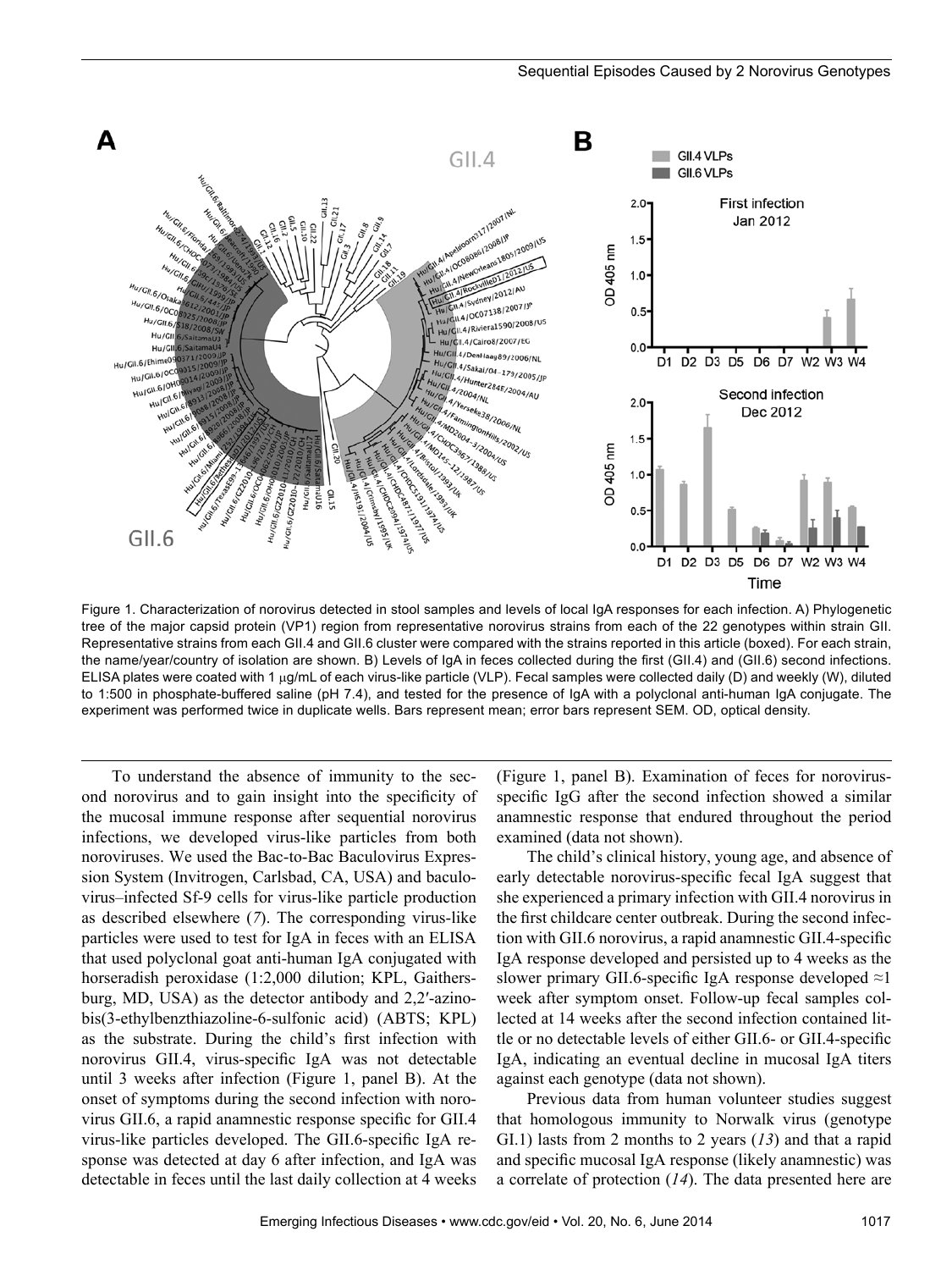Figure 1. Characterization of norovirus detected in stool samples and levels of local IgA responses for each infection. A) Phylogenetic tree of the major capsid protein (VP1) region from representative norovirus strains from each of the 22 genotypes within strain GII. Representative strains from each GII.4 and GII.6 cluster were compared with the strains reported in this article (boxed). For each strain, the name/year/country of isolation are shown. B) Levels of IgA in feces collected during the first (GII.4) and (GII.6) second infections. ELISA plates were coated with 1 μg/mL of each virus-like particle (VLP). Fecal samples were collected daily (D) and weekly (W), diluted to 1:500 in phosphate-buffered saline (pH 7.4), and tested for the presence of IgA with a polyclonal anti-human IgA conjugate. The experiment was performed twice in duplicate wells. Bars represent mean; error bars represent SEM. OD, optical density.

To understand the absence of immunity to the second norovirus and to gain insight into the specificity of the mucosal immune response after sequential norovirus infections, we developed virus-like particles from both noroviruses. We used the Bac-to-Bac Baculovirus Expression System (Invitrogen, Carlsbad, CA, USA) and baculovirus–infected Sf-9 cells for virus-like particle production as described elsewhere (*7*). The corresponding virus-like particles were used to test for IgA in feces with an ELISA that used polyclonal goat anti-human IgA conjugated with horseradish peroxidase (1:2,000 dilution; KPL, Gaithersburg, MD, USA) as the detector antibody and 2,2′-azino-bis(3-ethylbenzthiazoline-6-sulfonic acid) (ABTS; KPL) as the substrate. During the child's first infection with norovirus GII.4, virus-specific IgA was not detectable until 3 weeks after infection (Figure 1, panel B). At the onset of symptoms during the second infection with norovirus GII.6, a rapid anamnestic response specific for GII.4 virus-like particles developed. The GII.6-specific IgA response was detected at day 6 after infection, and IgA was detectable in feces until the last daily collection at 4 weeks (Figure 1, panel B). Examination of feces for norovirus-specific IgG after the second infection showed a similar anamnestic response that endured throughout the period examined (data not shown).

The child's clinical history, young age, and absence of early detectable norovirus-specific fecal IgA suggest that she experienced a primary infection with GII.4 norovirus in the first childcare center outbreak. During the second infection with GII.6 norovirus, a rapid anamnestic GII.4-specific IgA response developed and persisted up to 4 weeks as the slower primary GII.6-specific IgA response developed ≈1 week after symptom onset. Follow-up fecal samples collected at 14 weeks after the second infection contained little or no detectable levels of either GII.6- or GII.4-specific IgA, indicating an eventual decline in mucosal IgA titers against each genotype (data not shown).

Previous data from human volunteer studies suggest that homologous immunity to Norwalk virus (genotype GI.1) lasts from 2 months to 2 years (*13*) and that a rapid and specific mucosal IgA response (likely anamnestic) was a correlate of protection (*14*). The data presented here are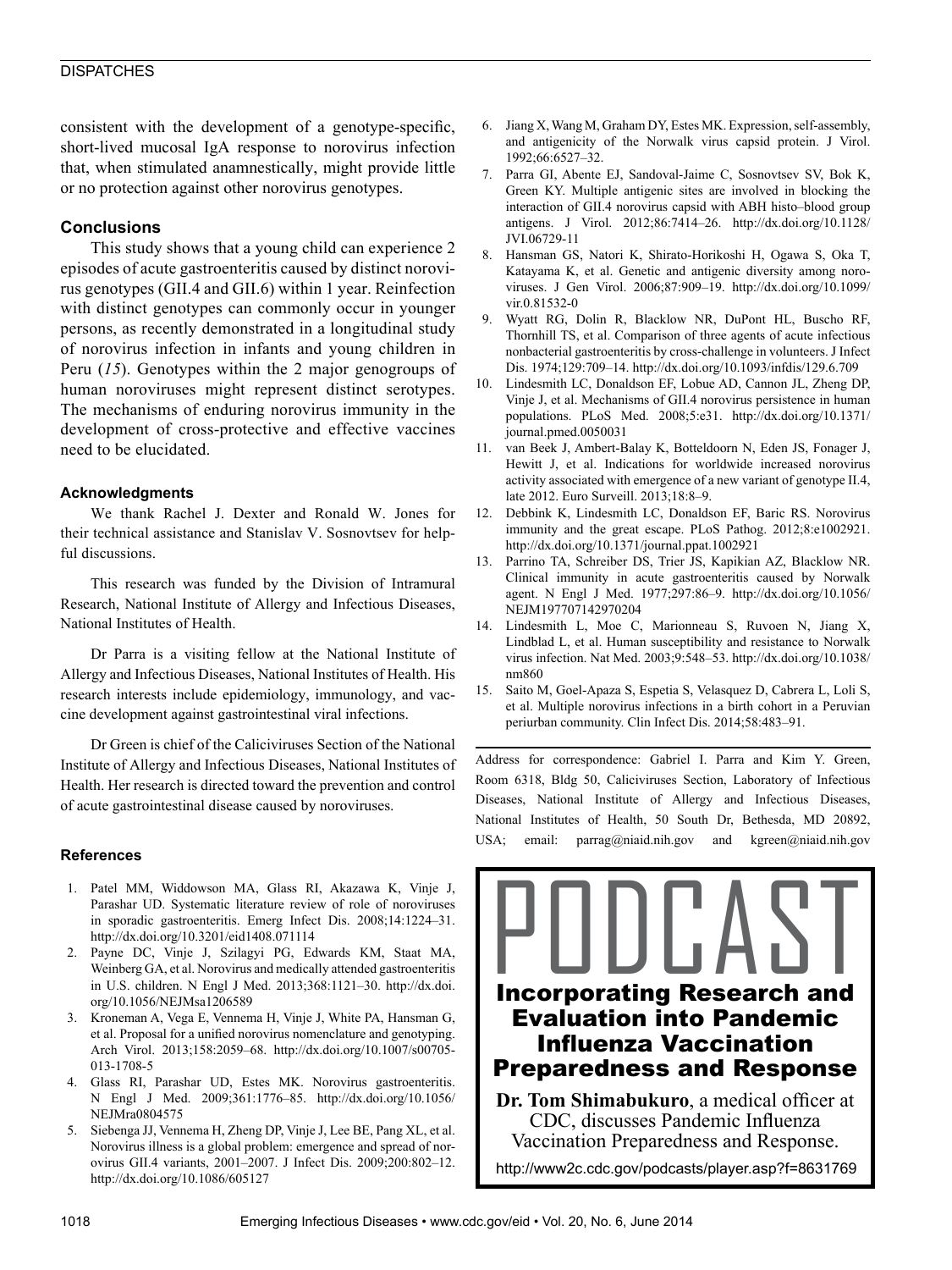consistent with the development of a genotype-specific, short-lived mucosal IgA response to norovirus infection that, when stimulated anamnestically, might provide little or no protection against other norovirus genotypes.

## Conclusions

This study shows that a young child can experience 2 episodes of acute gastroenteritis caused by distinct norovirus genotypes (GII.4 and GII.6) within 1 year. Reinfection with distinct genotypes can commonly occur in younger persons, as recently demonstrated in a longitudinal study of norovirus infection in infants and young children in Peru (*15*). Genotypes within the 2 major genogroups of human noroviruses might represent distinct serotypes. The mechanisms of enduring norovirus immunity in the development of cross-protective and effective vaccines need to be elucidated.

### Acknowledgments

We thank Rachel J. Dexter and Ronald W. Jones for their technical assistance and Stanislav V. Sosnovtsev for helpful discussions.

This research was funded by the Division of Intramural Research, National Institute of Allergy and Infectious Diseases, National Institutes of Health.

Dr Parra is a visiting fellow at the National Institute of Allergy and Infectious Diseases, National Institutes of Health. His research interests include epidemiology, immunology, and vaccine development against gastrointestinal viral infections.

Dr Green is chief of the Caliciviruses Section of the National Institute of Allergy and Infectious Diseases, National Institutes of Health. Her research is directed toward the prevention and control of acute gastrointestinal disease caused by noroviruses.

### References

1. Patel MM, Widdowson MA, Glass RI, Akazawa K, Vinje J, Parashar UD. Systematic literature review of role of noroviruses in sporadic gastroenteritis. Emerg Infect Dis. 2008;14:1224–31. http://dx.doi.org/10.3201/eid1408.071114
2. Payne DC, Vinje J, Szilagyi PG, Edwards KM, Staat MA, Weinberg GA, et al. Norovirus and medically attended gastroenteritis in U.S. children. N Engl J Med. 2013;368:1121–30. http://dx.doi.org/10.1056/NEJMsa1206589
3. Kroneman A, Vega E, Vennema H, Vinje J, White PA, Hansman G, et al. Proposal for a unified norovirus nomenclature and genotyping. Arch Virol. 2013;158:2059–68. http://dx.doi.org/10.1007/s00705-013-1708-5
4. Glass RI, Parashar UD, Estes MK. Norovirus gastroenteritis. N Engl J Med. 2009;361:1776–85. http://dx.doi.org/10.1056/NEJMra0804575
5. Siebenga JJ, Vennema H, Zheng DP, Vinje J, Lee BE, Pang XL, et al. Norovirus illness is a global problem: emergence and spread of norovirus GII.4 variants, 2001–2007. J Infect Dis. 2009;200:802–12. http://dx.doi.org/10.1086/605127
6. Jiang X, Wang M, Graham DY, Estes MK. Expression, self-assembly, and antigenicity of the Norwalk virus capsid protein. J Virol. 1992;66:6527–32.
7. Parra GI, Abente EJ, Sandoval-Jaime C, Sosnovtsev SV, Bok K, Green KY. Multiple antigenic sites are involved in blocking the interaction of GII.4 norovirus capsid with ABH histo–blood group antigens. J Virol. 2012;86:7414–26. http://dx.doi.org/10.1128/JVI.06729-11
8. Hansman GS, Natori K, Shirato-Horikoshi H, Ogawa S, Oka T, Katayama K, et al. Genetic and antigenic diversity among noroviruses. J Gen Virol. 2006;87:909–19. http://dx.doi.org/10.1099/vir.0.81532-0
9. Wyatt RG, Dolin R, Blacklow NR, DuPont HL, Buscho RF, Thornhill TS, et al. Comparison of three agents of acute infectious nonbacterial gastroenteritis by cross-challenge in volunteers. J Infect Dis. 1974;129:709–14. http://dx.doi.org/10.1093/infdis/129.6.709
10. Lindesmith LC, Donaldson EF, Lobue AD, Cannon JL, Zheng DP, Vinje J, et al. Mechanisms of GII.4 norovirus persistence in human populations. PLoS Med. 2008;5:e31. http://dx.doi.org/10.1371/journal.pmed.0050031
11. van Beek J, Ambert-Balay K, Botteldoorn N, Eden JS, Fonager J, Hewitt J, et al. Indications for worldwide increased norovirus activity associated with emergence of a new variant of genotype II.4, late 2012. Euro Surveill. 2013;18:8–9.
12. Debbink K, Lindesmith LC, Donaldson EF, Baric RS. Norovirus immunity and the great escape. PLoS Pathog. 2012;8:e1002921. http://dx.doi.org/10.1371/journal.ppat.1002921
13. Parrino TA, Schreiber DS, Trier JS, Kapikian AZ, Blacklow NR. Clinical immunity in acute gastroenteritis caused by Norwalk agent. N Engl J Med. 1977;297:86–9. http://dx.doi.org/10.1056/NEJM197707142970204
14. Lindesmith L, Moe C, Marionneau S, Ruvoen N, Jiang X, Lindblad L, et al. Human susceptibility and resistance to Norwalk virus infection. Nat Med. 2003;9:548–53. http://dx.doi.org/10.1038/nm860
15. Saito M, Goel-Apaza S, Espetia S, Velasquez D, Cabrera L, Loli S, et al. Multiple norovirus infections in a birth cohort in a Peruvian periurban community. Clin Infect Dis. 2014;58:483–91.

Address for correspondence: Gabriel I. Parra and Kim Y. Green, Room 6318, Bldg 50, Caliciviruses Section, Laboratory of Infectious Diseases, National Institute of Allergy and Infectious Diseases, National Institutes of Health, 50 South Dr, Bethesda, MD 20892, USA; email: parrag@niaid.nih.gov and kgreen@niaid.nih.gov

PODCAST

**Incorporating Research and Evaluation into Pandemic Influenza Vaccination Preparedness and Response**

**Dr. Tom Shimabukuro**, a medical officer at CDC, discusses Pandemic Influenza Vaccination Preparedness and Response.

http://www2c.cdc.gov/podcasts/player.asp?f=8631769